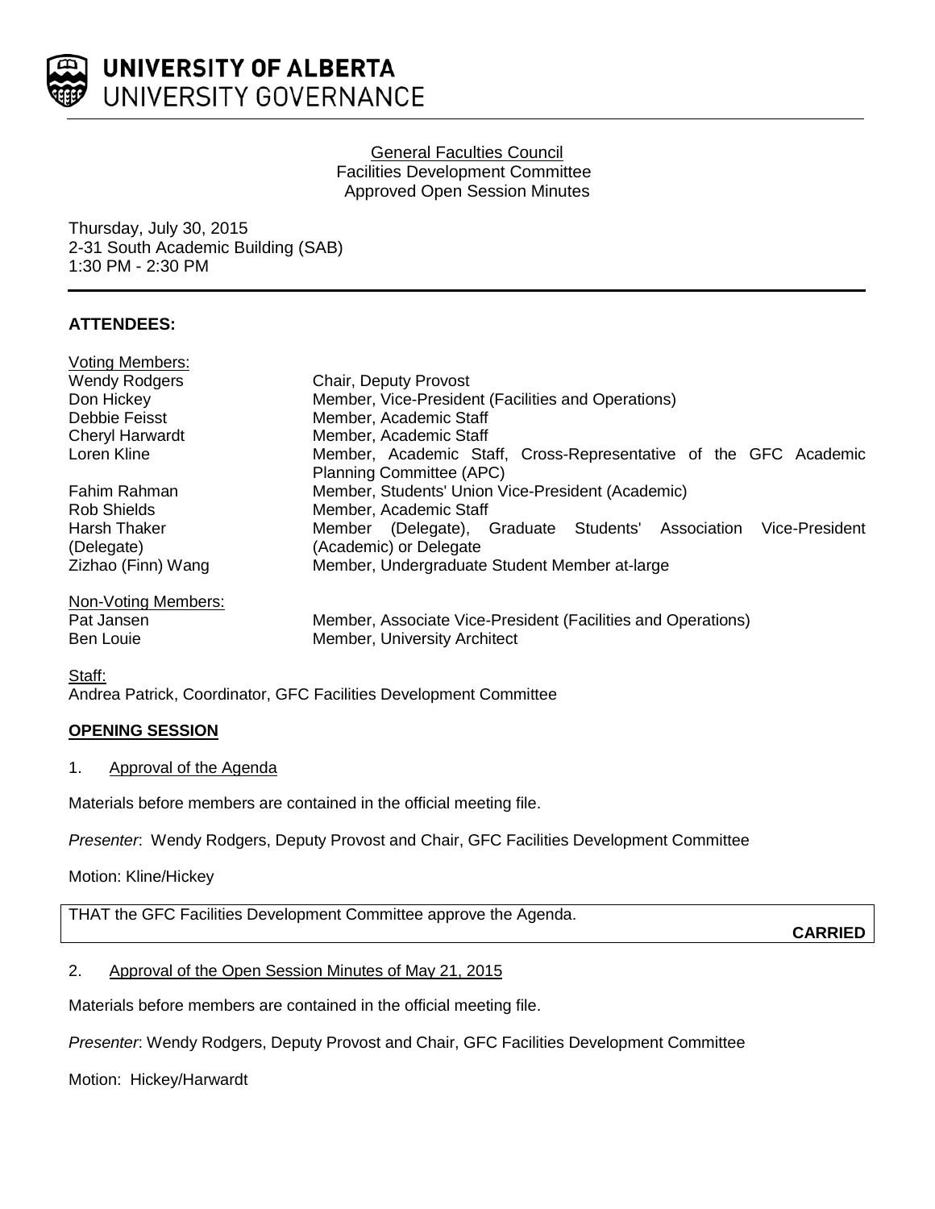**UNIVERSITY OF ALBERTA**
UNIVERSITY GOVERNANCE

General Faculties Council
Facilities Development Committee
Approved Open Session Minutes

Thursday, July 30, 2015
2-31 South Academic Building (SAB)
1:30 PM - 2:30 PM

**ATTENDEES:**

Voting Members:

| | |
|---|---|
| Wendy Rodgers | Chair, Deputy Provost |
| Don Hickey | Member, Vice-President (Facilities and Operations) |
| Debbie Feisst | Member, Academic Staff |
| Cheryl Harwardt | Member, Academic Staff |
| Loren Kline | Member, Academic Staff, Cross-Representative of the GFC Academic Planning Committee (APC) |
| Fahim Rahman | Member, Students' Union Vice-President (Academic) |
| Rob Shields | Member, Academic Staff |
| Harsh Thaker (Delegate) | Member (Delegate), Graduate Students' Association Vice-President (Academic) or Delegate |
| Zizhao (Finn) Wang | Member, Undergraduate Student Member at-large |

Non-Voting Members:

| | |
|---|---|
| Pat Jansen | Member, Associate Vice-President (Facilities and Operations) |
| Ben Louie | Member, University Architect |

Staff:
Andrea Patrick, Coordinator, GFC Facilities Development Committee

**OPENING SESSION**

1. Approval of the Agenda

Materials before members are contained in the official meeting file.

*Presenter*: Wendy Rodgers, Deputy Provost and Chair, GFC Facilities Development Committee

Motion: Kline/Hickey

THAT the GFC Facilities Development Committee approve the Agenda.

**CARRIED**

2. Approval of the Open Session Minutes of May 21, 2015

Materials before members are contained in the official meeting file.

*Presenter*: Wendy Rodgers, Deputy Provost and Chair, GFC Facilities Development Committee

Motion: Hickey/Harwardt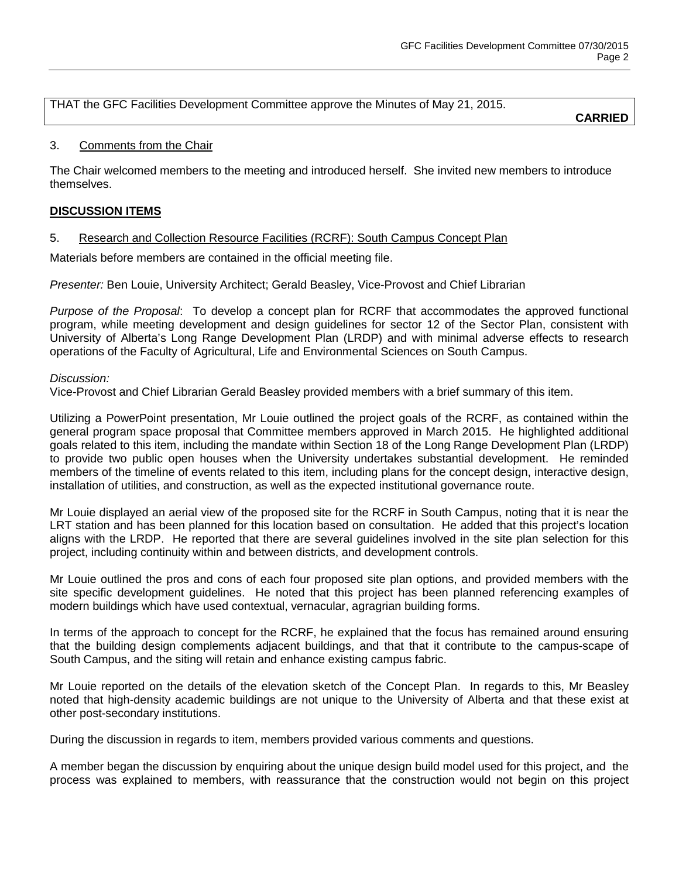THAT the GFC Facilities Development Committee approve the Minutes of May 21, 2015.

**CARRIED**

3. Comments from the Chair

The Chair welcomed members to the meeting and introduced herself. She invited new members to introduce themselves.

**DISCUSSION ITEMS**

5. Research and Collection Resource Facilities (RCRF): South Campus Concept Plan

Materials before members are contained in the official meeting file.

*Presenter:* Ben Louie, University Architect; Gerald Beasley, Vice-Provost and Chief Librarian

*Purpose of the Proposal*: To develop a concept plan for RCRF that accommodates the approved functional program, while meeting development and design guidelines for sector 12 of the Sector Plan, consistent with University of Alberta's Long Range Development Plan (LRDP) and with minimal adverse effects to research operations of the Faculty of Agricultural, Life and Environmental Sciences on South Campus.

*Discussion:*
Vice-Provost and Chief Librarian Gerald Beasley provided members with a brief summary of this item.

Utilizing a PowerPoint presentation, Mr Louie outlined the project goals of the RCRF, as contained within the general program space proposal that Committee members approved in March 2015. He highlighted additional goals related to this item, including the mandate within Section 18 of the Long Range Development Plan (LRDP) to provide two public open houses when the University undertakes substantial development. He reminded members of the timeline of events related to this item, including plans for the concept design, interactive design, installation of utilities, and construction, as well as the expected institutional governance route.

Mr Louie displayed an aerial view of the proposed site for the RCRF in South Campus, noting that it is near the LRT station and has been planned for this location based on consultation. He added that this project's location aligns with the LRDP. He reported that there are several guidelines involved in the site plan selection for this project, including continuity within and between districts, and development controls.

Mr Louie outlined the pros and cons of each four proposed site plan options, and provided members with the site specific development guidelines. He noted that this project has been planned referencing examples of modern buildings which have used contextual, vernacular, agragrian building forms.

In terms of the approach to concept for the RCRF, he explained that the focus has remained around ensuring that the building design complements adjacent buildings, and that that it contribute to the campus-scape of South Campus, and the siting will retain and enhance existing campus fabric.

Mr Louie reported on the details of the elevation sketch of the Concept Plan. In regards to this, Mr Beasley noted that high-density academic buildings are not unique to the University of Alberta and that these exist at other post-secondary institutions.

During the discussion in regards to item, members provided various comments and questions.

A member began the discussion by enquiring about the unique design build model used for this project, and the process was explained to members, with reassurance that the construction would not begin on this project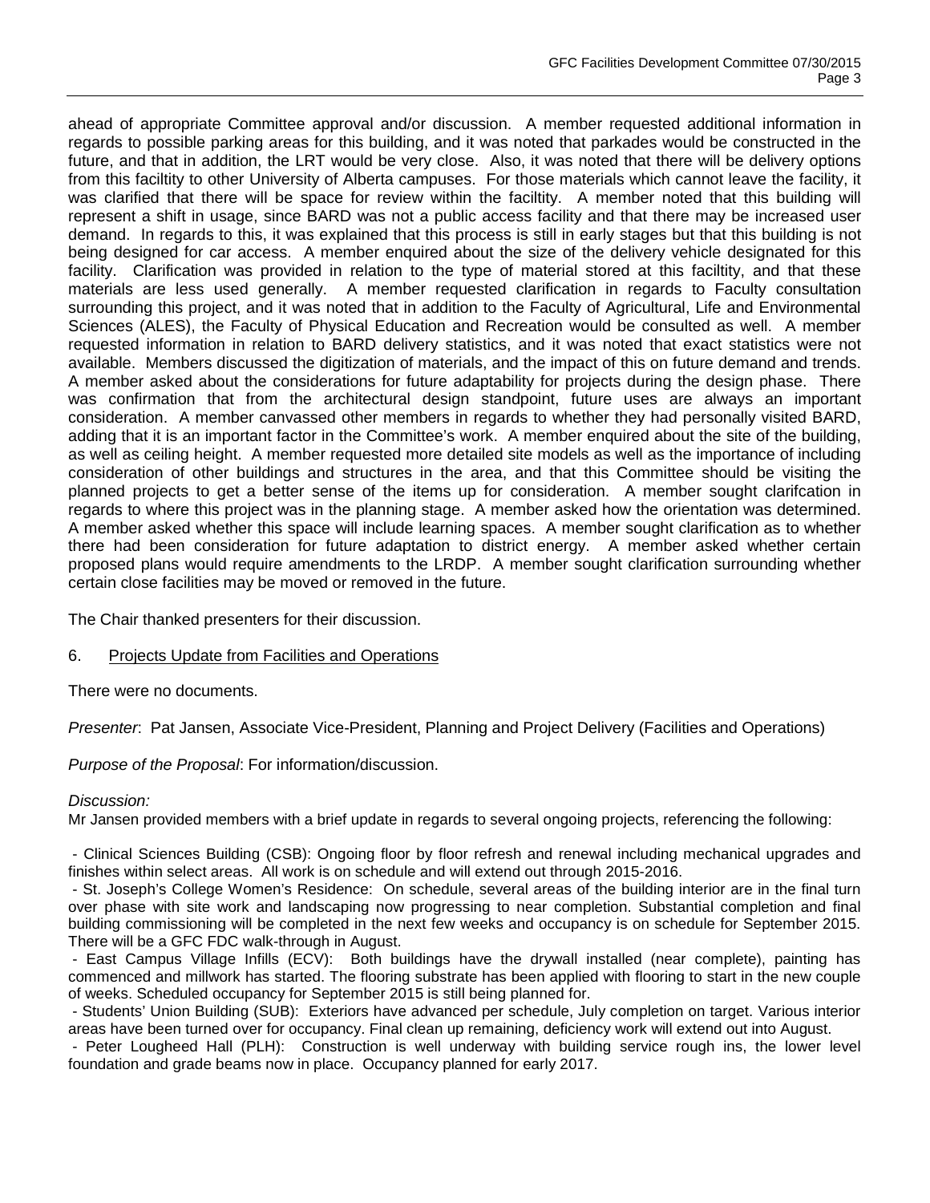ahead of appropriate Committee approval and/or discussion. A member requested additional information in regards to possible parking areas for this building, and it was noted that parkades would be constructed in the future, and that in addition, the LRT would be very close. Also, it was noted that there will be delivery options from this faciltity to other University of Alberta campuses. For those materials which cannot leave the facility, it was clarified that there will be space for review within the faciltity. A member noted that this building will represent a shift in usage, since BARD was not a public access facility and that there may be increased user demand. In regards to this, it was explained that this process is still in early stages but that this building is not being designed for car access. A member enquired about the size of the delivery vehicle designated for this facility. Clarification was provided in relation to the type of material stored at this faciltity, and that these materials are less used generally. A member requested clarification in regards to Faculty consultation surrounding this project, and it was noted that in addition to the Faculty of Agricultural, Life and Environmental Sciences (ALES), the Faculty of Physical Education and Recreation would be consulted as well. A member requested information in relation to BARD delivery statistics, and it was noted that exact statistics were not available. Members discussed the digitization of materials, and the impact of this on future demand and trends. A member asked about the considerations for future adaptability for projects during the design phase. There was confirmation that from the architectural design standpoint, future uses are always an important consideration. A member canvassed other members in regards to whether they had personally visited BARD, adding that it is an important factor in the Committee's work. A member enquired about the site of the building, as well as ceiling height. A member requested more detailed site models as well as the importance of including consideration of other buildings and structures in the area, and that this Committee should be visiting the planned projects to get a better sense of the items up for consideration. A member sought clarifcation in regards to where this project was in the planning stage. A member asked how the orientation was determined. A member asked whether this space will include learning spaces. A member sought clarification as to whether there had been consideration for future adaptation to district energy. A member asked whether certain proposed plans would require amendments to the LRDP. A member sought clarification surrounding whether certain close facilities may be moved or removed in the future.

The Chair thanked presenters for their discussion.

6. Projects Update from Facilities and Operations

There were no documents.

*Presenter*: Pat Jansen, Associate Vice-President, Planning and Project Delivery (Facilities and Operations)

*Purpose of the Proposal*: For information/discussion.

*Discussion:*

Mr Jansen provided members with a brief update in regards to several ongoing projects, referencing the following:

- Clinical Sciences Building (CSB): Ongoing floor by floor refresh and renewal including mechanical upgrades and finishes within select areas. All work is on schedule and will extend out through 2015-2016.
- St. Joseph's College Women's Residence: On schedule, several areas of the building interior are in the final turn over phase with site work and landscaping now progressing to near completion. Substantial completion and final building commissioning will be completed in the next few weeks and occupancy is on schedule for September 2015. There will be a GFC FDC walk-through in August.
- East Campus Village Infills (ECV): Both buildings have the drywall installed (near complete), painting has commenced and millwork has started. The flooring substrate has been applied with flooring to start in the new couple of weeks. Scheduled occupancy for September 2015 is still being planned for.
- Students' Union Building (SUB): Exteriors have advanced per schedule, July completion on target. Various interior areas have been turned over for occupancy. Final clean up remaining, deficiency work will extend out into August.
- Peter Lougheed Hall (PLH): Construction is well underway with building service rough ins, the lower level foundation and grade beams now in place. Occupancy planned for early 2017.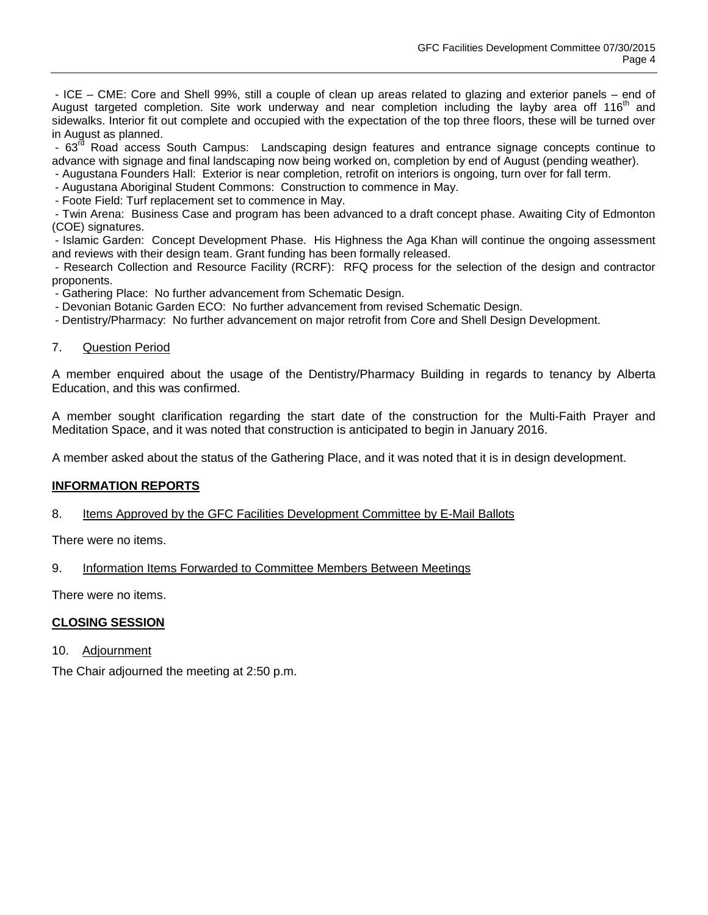- ICE – CME: Core and Shell 99%, still a couple of clean up areas related to glazing and exterior panels – end of August targeted completion. Site work underway and near completion including the layby area off 116th and sidewalks. Interior fit out complete and occupied with the expectation of the top three floors, these will be turned over in August as planned.
- 63rd Road access South Campus: Landscaping design features and entrance signage concepts continue to advance with signage and final landscaping now being worked on, completion by end of August (pending weather).
- Augustana Founders Hall: Exterior is near completion, retrofit on interiors is ongoing, turn over for fall term.
- Augustana Aboriginal Student Commons: Construction to commence in May.
- Foote Field: Turf replacement set to commence in May.
- Twin Arena: Business Case and program has been advanced to a draft concept phase. Awaiting City of Edmonton (COE) signatures.
- Islamic Garden: Concept Development Phase. His Highness the Aga Khan will continue the ongoing assessment and reviews with their design team. Grant funding has been formally released.
- Research Collection and Resource Facility (RCRF): RFQ process for the selection of the design and contractor proponents.
- Gathering Place: No further advancement from Schematic Design.
- Devonian Botanic Garden ECO: No further advancement from revised Schematic Design.
- Dentistry/Pharmacy: No further advancement on major retrofit from Core and Shell Design Development.

7. Question Period

A member enquired about the usage of the Dentistry/Pharmacy Building in regards to tenancy by Alberta Education, and this was confirmed.

A member sought clarification regarding the start date of the construction for the Multi-Faith Prayer and Meditation Space, and it was noted that construction is anticipated to begin in January 2016.

A member asked about the status of the Gathering Place, and it was noted that it is in design development.

**INFORMATION REPORTS**

8. Items Approved by the GFC Facilities Development Committee by E-Mail Ballots

There were no items.

9. Information Items Forwarded to Committee Members Between Meetings

There were no items.

**CLOSING SESSION**

10. Adjournment

The Chair adjourned the meeting at 2:50 p.m.